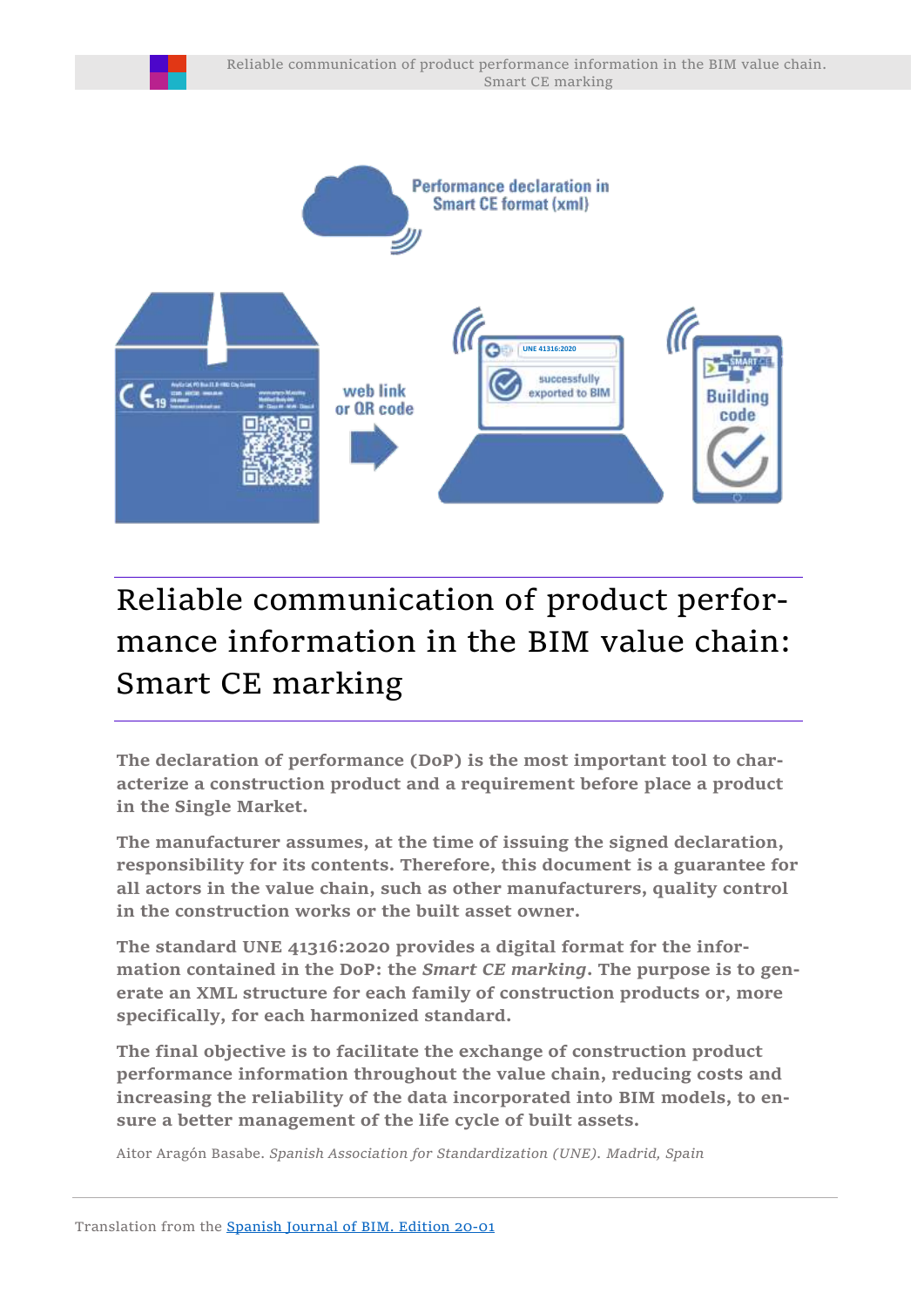# Reliable communication of product performance information in the BIM value chain: Smart CE marking

**The declaration of performance (DoP) is the most important tool to characterize a construction product and a requirement before place a product in the Single Market.**

**The manufacturer assumes, at the time of issuing the signed declaration, responsibility for its contents. Therefore, this document is a guarantee for all actors in the value chain, such as other manufacturers, quality control in the construction works or the built asset owner.**

**The standard UNE 41316:2020 provides a digital format for the information contained in the DoP: the *Smart CE marking*. The purpose is to generate an XML structure for each family of construction products or, more specifically, for each harmonized standard.**

**The final objective is to facilitate the exchange of construction product performance information throughout the value chain, reducing costs and increasing the reliability of the data incorporated into BIM models, to ensure a better management of the life cycle of built assets.**

Aitor Aragón Basabe. *Spanish Association for Standardization (UNE). Madrid, Spain*

Translation from the [Spanish Journal of BIM. Edition 20-01]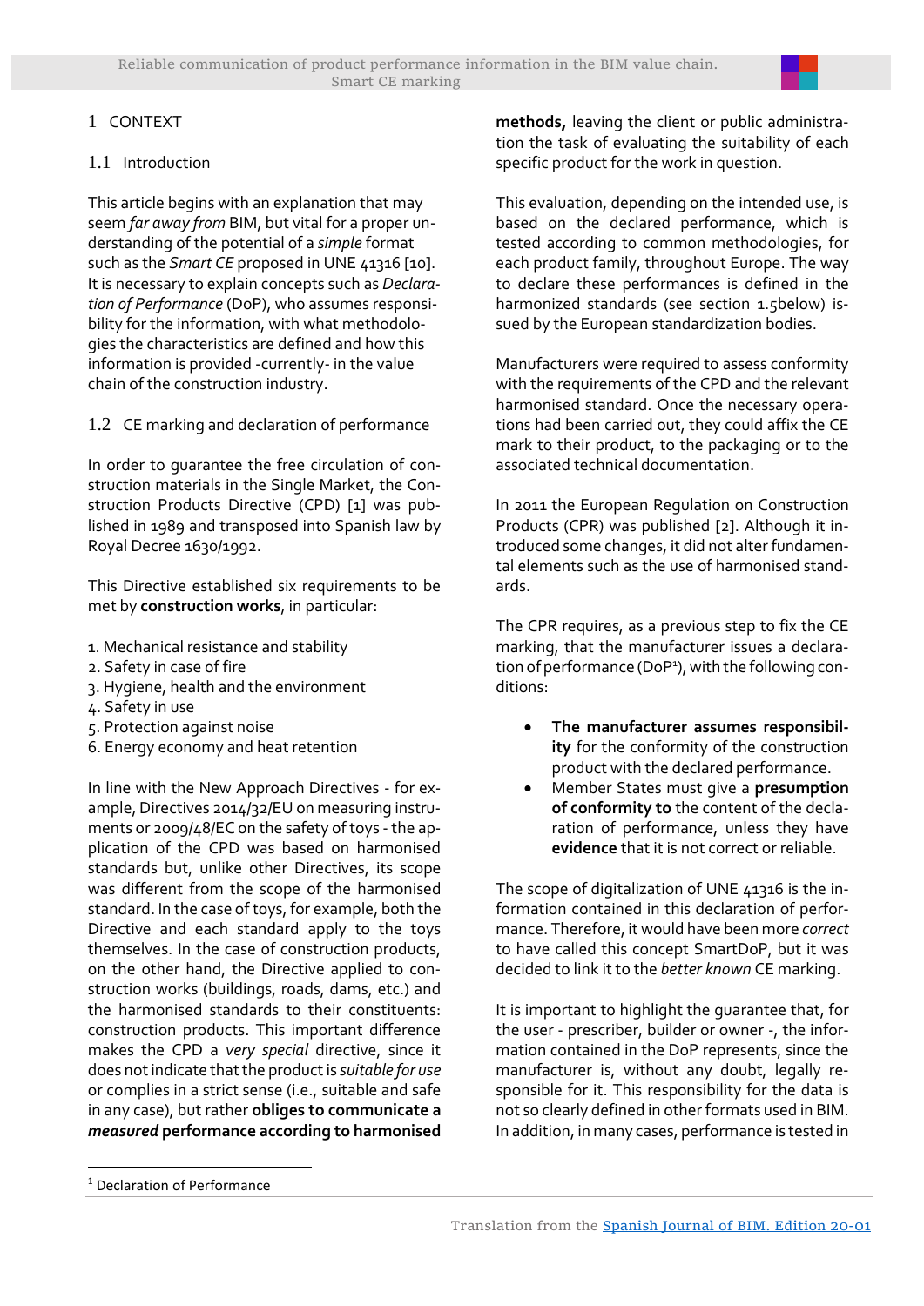# 1 CONTEXT

## 1.1 Introduction

This article begins with an explanation that may seem *far away from* BIM, but vital for a proper understanding of the potential of a *simple* format such as the *Smart CE* proposed in UNE 41316 [10]. It is necessary to explain concepts such as *Declaration of Performance* (DoP), who assumes responsibility for the information, with what methodologies the characteristics are defined and how this information is provided -currently- in the value chain of the construction industry.

## 1.2 CE marking and declaration of performance

In order to guarantee the free circulation of construction materials in the Single Market, the Construction Products Directive (CPD) [1] was published in 1989 and transposed into Spanish law by Royal Decree 1630/1992.

This Directive established six requirements to be met by **construction works**, in particular:

1. Mechanical resistance and stability
2. Safety in case of fire
3. Hygiene, health and the environment
4. Safety in use
5. Protection against noise
6. Energy economy and heat retention

In line with the New Approach Directives - for example, Directives 2014/32/EU on measuring instruments or 2009/48/EC on the safety of toys - the application of the CPD was based on harmonised standards but, unlike other Directives, its scope was different from the scope of the harmonised standard. In the case of toys, for example, both the Directive and each standard apply to the toys themselves. In the case of construction products, on the other hand, the Directive applied to construction works (buildings, roads, dams, etc.) and the harmonised standards to their constituents: construction products. This important difference makes the CPD a *very special* directive, since it does not indicate that the product is *suitable for use* or complies in a strict sense (i.e., suitable and safe in any case), but rather **obliges to communicate a *measured* performance according to harmonised methods,** leaving the client or public administration the task of evaluating the suitability of each specific product for the work in question.

This evaluation, depending on the intended use, is based on the declared performance, which is tested according to common methodologies, for each product family, throughout Europe. The way to declare these performances is defined in the harmonized standards (see section 1.5below) issued by the European standardization bodies.

Manufacturers were required to assess conformity with the requirements of the CPD and the relevant harmonised standard. Once the necessary operations had been carried out, they could affix the CE mark to their product, to the packaging or to the associated technical documentation.

In 2011 the European Regulation on Construction Products (CPR) was published [2]. Although it introduced some changes, it did not alter fundamental elements such as the use of harmonised standards.

The CPR requires, as a previous step to fix the CE marking, that the manufacturer issues a declaration of performance (DoP[1]), with the following conditions:

- **The manufacturer assumes responsibility** for the conformity of the construction product with the declared performance.
- Member States must give a **presumption of conformity to** the content of the declaration of performance, unless they have **evidence** that it is not correct or reliable.

The scope of digitalization of UNE 41316 is the information contained in this declaration of performance. Therefore, it would have been more *correct* to have called this concept SmartDoP, but it was decided to link it to the *better known* CE marking.

It is important to highlight the guarantee that, for the user - prescriber, builder or owner -, the information contained in the DoP represents, since the manufacturer is, without any doubt, legally responsible for it. This responsibility for the data is not so clearly defined in other formats used in BIM. In addition, in many cases, performance is tested in

[1] Declaration of Performance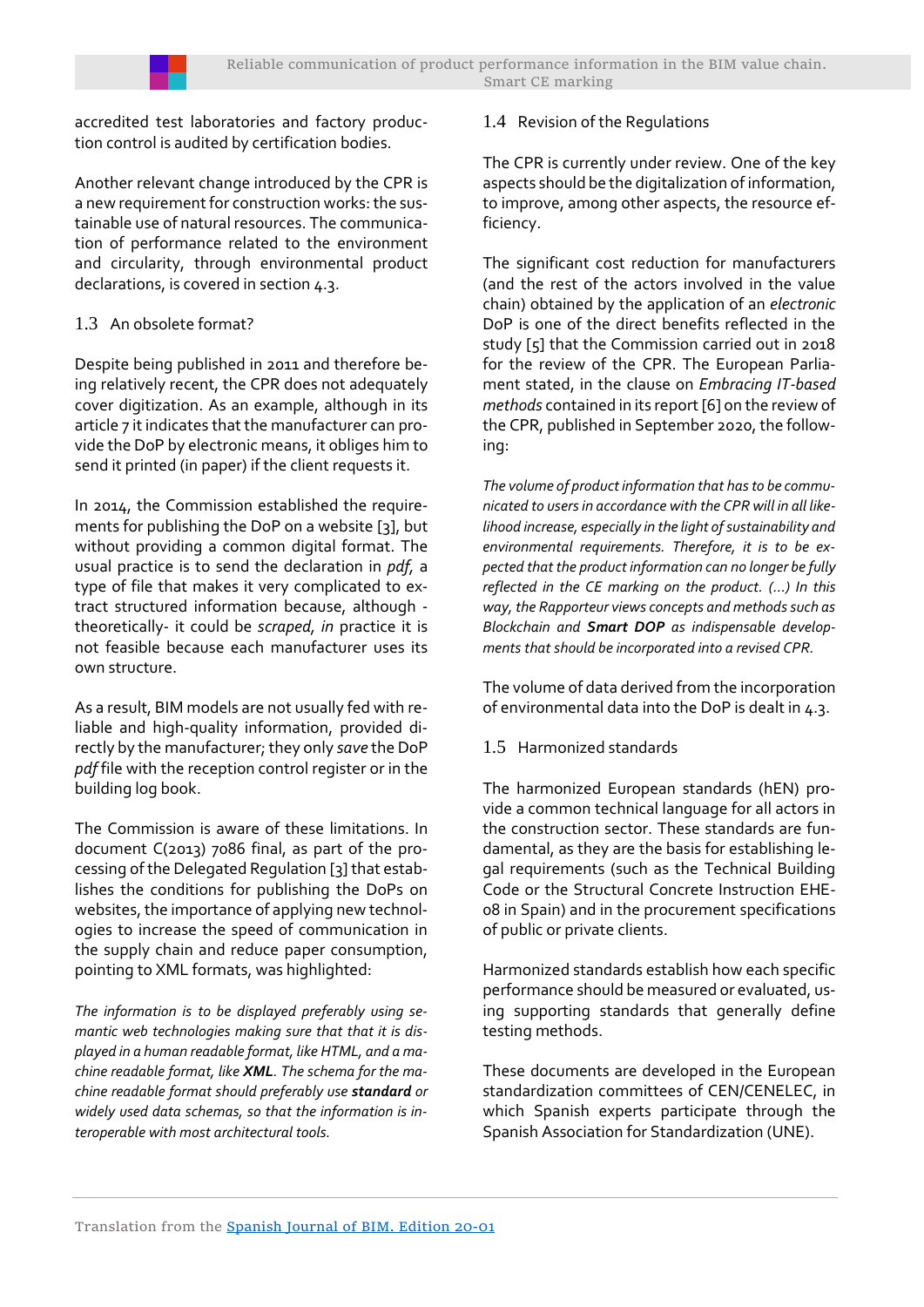accredited test laboratories and factory production control is audited by certification bodies.

Another relevant change introduced by the CPR is a new requirement for construction works: the sustainable use of natural resources. The communication of performance related to the environment and circularity, through environmental product declarations, is covered in section 4.3.

## 1.3 An obsolete format?

Despite being published in 2011 and therefore being relatively recent, the CPR does not adequately cover digitization. As an example, although in its article 7 it indicates that the manufacturer can provide the DoP by electronic means, it obliges him to send it printed (in paper) if the client requests it.

In 2014, the Commission established the requirements for publishing the DoP on a website [3], but without providing a common digital format. The usual practice is to send the declaration in *pdf*, a type of file that makes it very complicated to extract structured information because, although -theoretically- it could be *scraped, in* practice it is not feasible because each manufacturer uses its own structure.

As a result, BIM models are not usually fed with reliable and high-quality information, provided directly by the manufacturer; they only *save* the DoP *pdf* file with the reception control register or in the building log book.

The Commission is aware of these limitations. In document C(2013) 7086 final, as part of the processing of the Delegated Regulation [3] that establishes the conditions for publishing the DoPs on websites, the importance of applying new technologies to increase the speed of communication in the supply chain and reduce paper consumption, pointing to XML formats, was highlighted:

*The information is to be displayed preferably using semantic web technologies making sure that that it is displayed in a human readable format, like HTML, and a machine readable format, like **XML**. The schema for the machine readable format should preferably use **standard** or widely used data schemas, so that the information is interoperable with most architectural tools.*

## 1.4 Revision of the Regulations

The CPR is currently under review. One of the key aspects should be the digitalization of information, to improve, among other aspects, the resource efficiency.

The significant cost reduction for manufacturers (and the rest of the actors involved in the value chain) obtained by the application of an *electronic* DoP is one of the direct benefits reflected in the study [5] that the Commission carried out in 2018 for the review of the CPR. The European Parliament stated, in the clause on *Embracing IT-based methods* contained in its report [6] on the review of the CPR, published in September 2020, the following:

*The volume of product information that has to be communicated to users in accordance with the CPR will in all likelihood increase, especially in the light of sustainability and environmental requirements. Therefore, it is to be expected that the product information can no longer be fully reflected in the CE marking on the product. (...) In this way, the Rapporteur views concepts and methods such as Blockchain and **Smart DOP** as indispensable developments that should be incorporated into a revised CPR.*

The volume of data derived from the incorporation of environmental data into the DoP is dealt in 4.3.

## 1.5 Harmonized standards

The harmonized European standards (hEN) provide a common technical language for all actors in the construction sector. These standards are fundamental, as they are the basis for establishing legal requirements (such as the Technical Building Code or the Structural Concrete Instruction EHE-08 in Spain) and in the procurement specifications of public or private clients.

Harmonized standards establish how each specific performance should be measured or evaluated, using supporting standards that generally define testing methods.

These documents are developed in the European standardization committees of CEN/CENELEC, in which Spanish experts participate through the Spanish Association for Standardization (UNE).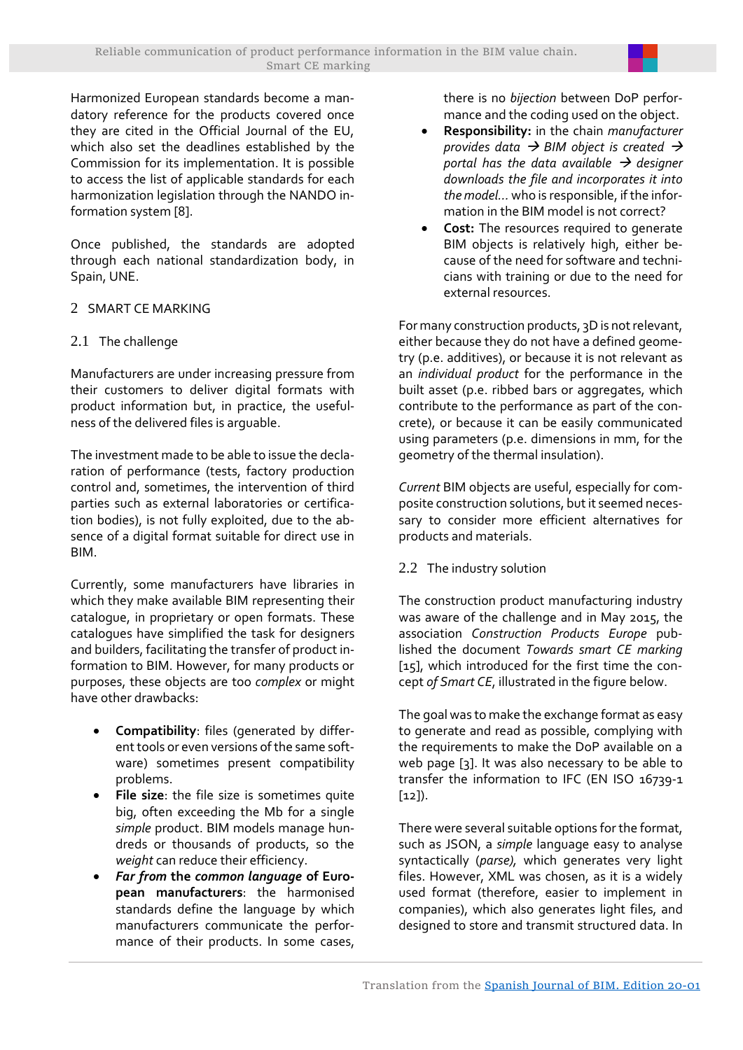Harmonized European standards become a mandatory reference for the products covered once they are cited in the Official Journal of the EU, which also set the deadlines established by the Commission for its implementation. It is possible to access the list of applicable standards for each harmonization legislation through the NANDO information system [8].

Once published, the standards are adopted through each national standardization body, in Spain, UNE.

# 2 SMART CE MARKING

## 2.1 The challenge

Manufacturers are under increasing pressure from their customers to deliver digital formats with product information but, in practice, the usefulness of the delivered files is arguable.

The investment made to be able to issue the declaration of performance (tests, factory production control and, sometimes, the intervention of third parties such as external laboratories or certification bodies), is not fully exploited, due to the absence of a digital format suitable for direct use in BIM.

Currently, some manufacturers have libraries in which they make available BIM representing their catalogue, in proprietary or open formats. These catalogues have simplified the task for designers and builders, facilitating the transfer of product information to BIM. However, for many products or purposes, these objects are too *complex* or might have other drawbacks:

- **Compatibility**: files (generated by different tools or even versions of the same software) sometimes present compatibility problems.
- **File size**: the file size is sometimes quite big, often exceeding the Mb for a single *simple* product. BIM models manage hundreds or thousands of products, so the *weight* can reduce their efficiency.
- ***Far from* the *common language* of European manufacturers**: the harmonised standards define the language by which manufacturers communicate the performance of their products. In some cases, there is no *bijection* between DoP performance and the coding used on the object.
- **Responsibility:** in the chain *manufacturer provides data → BIM object is created → portal has the data available → designer downloads the file and incorporates it into the model…* who is responsible, if the information in the BIM model is not correct?
- **Cost:** The resources required to generate BIM objects is relatively high, either because of the need for software and technicians with training or due to the need for external resources.

For many construction products, 3D is not relevant, either because they do not have a defined geometry (p.e. additives), or because it is not relevant as an *individual product* for the performance in the built asset (p.e. ribbed bars or aggregates, which contribute to the performance as part of the concrete), or because it can be easily communicated using parameters (p.e. dimensions in mm, for the geometry of the thermal insulation).

*Current* BIM objects are useful, especially for composite construction solutions, but it seemed necessary to consider more efficient alternatives for products and materials.

## 2.2 The industry solution

The construction product manufacturing industry was aware of the challenge and in May 2015, the association *Construction Products Europe* published the document *Towards smart CE marking* [15], which introduced for the first time the concept *of Smart CE*, illustrated in the figure below.

The goal was to make the exchange format as easy to generate and read as possible, complying with the requirements to make the DoP available on a web page [3]. It was also necessary to be able to transfer the information to IFC (EN ISO 16739-1 [12]).

There were several suitable options for the format, such as JSON, a *simple* language easy to analyse syntactically (*parse)*, which generates very light files. However, XML was chosen, as it is a widely used format (therefore, easier to implement in companies), which also generates light files, and designed to store and transmit structured data. In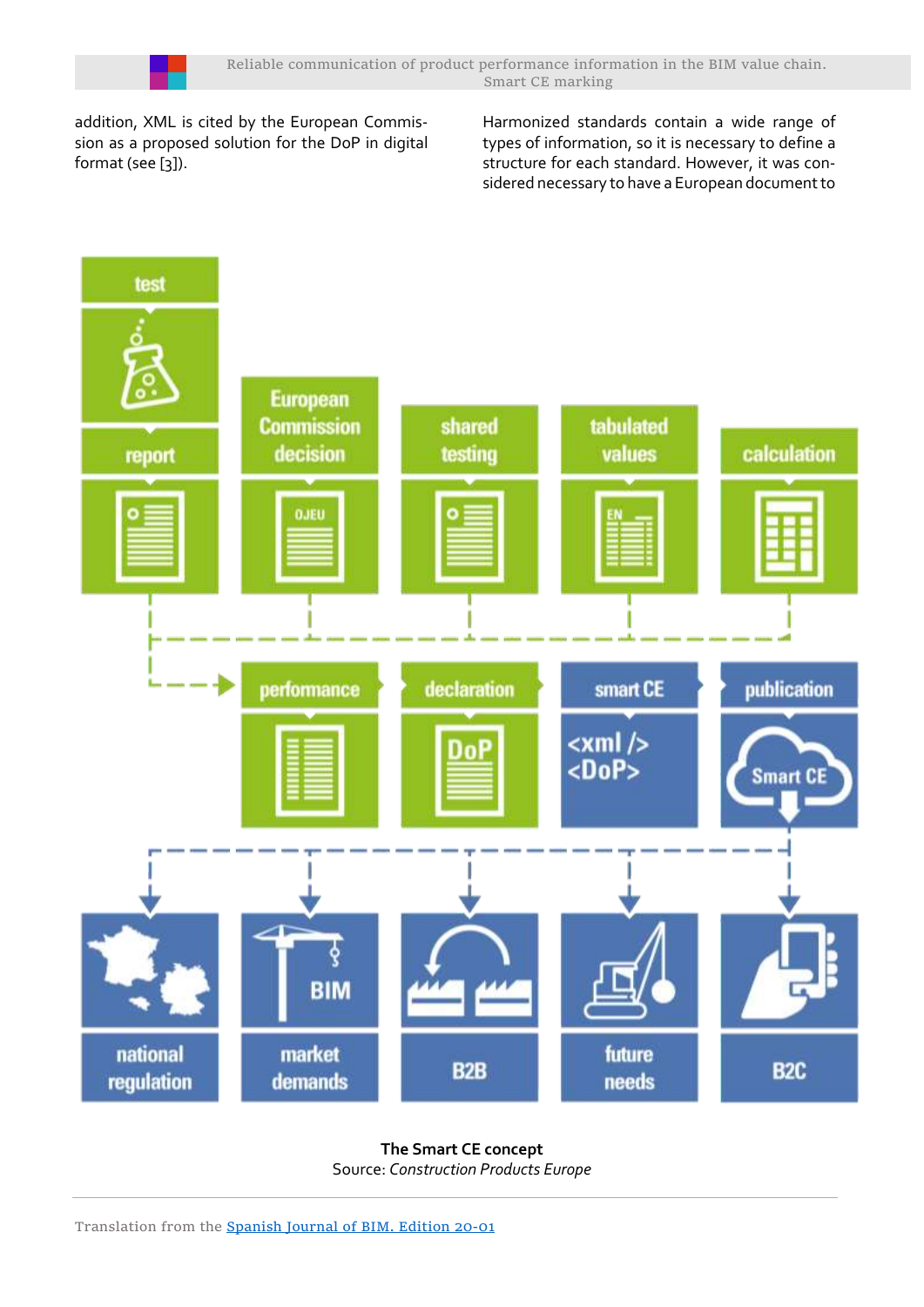addition, XML is cited by the European Commission as a proposed solution for the DoP in digital format (see [3]).

Harmonized standards contain a wide range of types of information, so it is necessary to define a structure for each standard. However, it was considered necessary to have a European document to

**The Smart CE concept**
Source: *Construction Products Europe*

Translation from the [Spanish Journal of BIM. Edition 20-01]()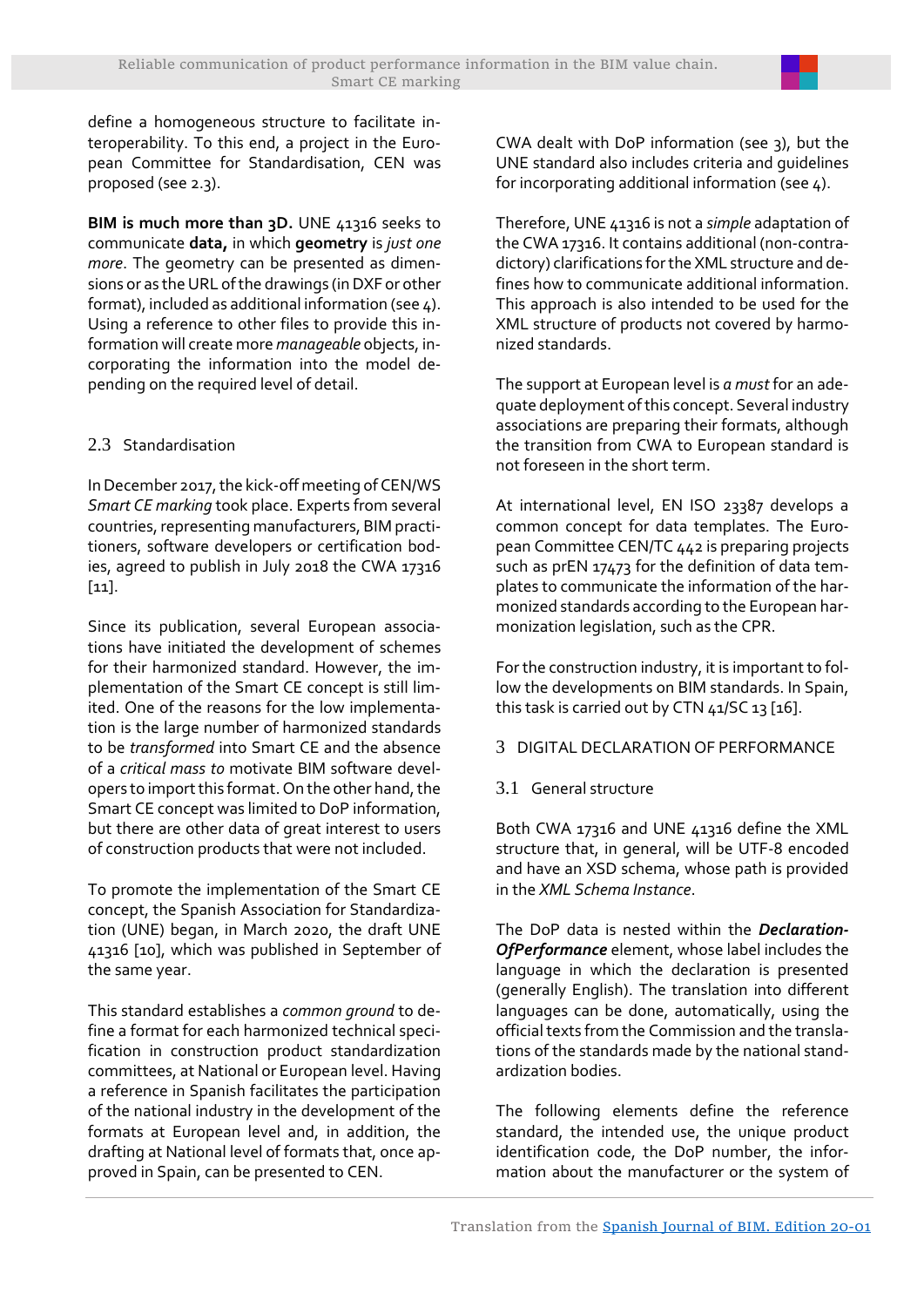define a homogeneous structure to facilitate interoperability. To this end, a project in the European Committee for Standardisation, CEN was proposed (see 2.3).

**BIM is much more than 3D.** UNE 41316 seeks to communicate **data,** in which **geometry** is *just one more*. The geometry can be presented as dimensions or as the URL of the drawings (in DXF or other format), included as additional information (see 4). Using a reference to other files to provide this information will create more *manageable* objects, incorporating the information into the model depending on the required level of detail.

### 2.3 Standardisation

In December 2017, the kick-off meeting of CEN/WS *Smart CE marking* took place. Experts from several countries, representing manufacturers, BIM practitioners, software developers or certification bodies, agreed to publish in July 2018 the CWA 17316 [11].

Since its publication, several European associations have initiated the development of schemes for their harmonized standard. However, the implementation of the Smart CE concept is still limited. One of the reasons for the low implementation is the large number of harmonized standards to be *transformed* into Smart CE and the absence of a *critical mass to* motivate BIM software developers to import this format. On the other hand, the Smart CE concept was limited to DoP information, but there are other data of great interest to users of construction products that were not included.

To promote the implementation of the Smart CE concept, the Spanish Association for Standardization (UNE) began, in March 2020, the draft UNE 41316 [10], which was published in September of the same year.

This standard establishes a *common ground* to define a format for each harmonized technical specification in construction product standardization committees, at National or European level. Having a reference in Spanish facilitates the participation of the national industry in the development of the formats at European level and, in addition, the drafting at National level of formats that, once approved in Spain, can be presented to CEN.

CWA dealt with DoP information (see 3), but the UNE standard also includes criteria and guidelines for incorporating additional information (see 4).

Therefore, UNE 41316 is not a *simple* adaptation of the CWA 17316. It contains additional (non-contradictory) clarifications for the XML structure and defines how to communicate additional information. This approach is also intended to be used for the XML structure of products not covered by harmonized standards.

The support at European level is *a must* for an adequate deployment of this concept. Several industry associations are preparing their formats, although the transition from CWA to European standard is not foreseen in the short term.

At international level, EN ISO 23387 develops a common concept for data templates. The European Committee CEN/TC 442 is preparing projects such as prEN 17473 for the definition of data templates to communicate the information of the harmonized standards according to the European harmonization legislation, such as the CPR.

For the construction industry, it is important to follow the developments on BIM standards. In Spain, this task is carried out by CTN 41/SC 13 [16].

## 3 DIGITAL DECLARATION OF PERFORMANCE

### 3.1 General structure

Both CWA 17316 and UNE 41316 define the XML structure that, in general, will be UTF-8 encoded and have an XSD schema, whose path is provided in the *XML Schema Instance*.

The DoP data is nested within the ***DeclarationOfPerformance*** element, whose label includes the language in which the declaration is presented (generally English). The translation into different languages can be done, automatically, using the official texts from the Commission and the translations of the standards made by the national standardization bodies.

The following elements define the reference standard, the intended use, the unique product identification code, the DoP number, the information about the manufacturer or the system of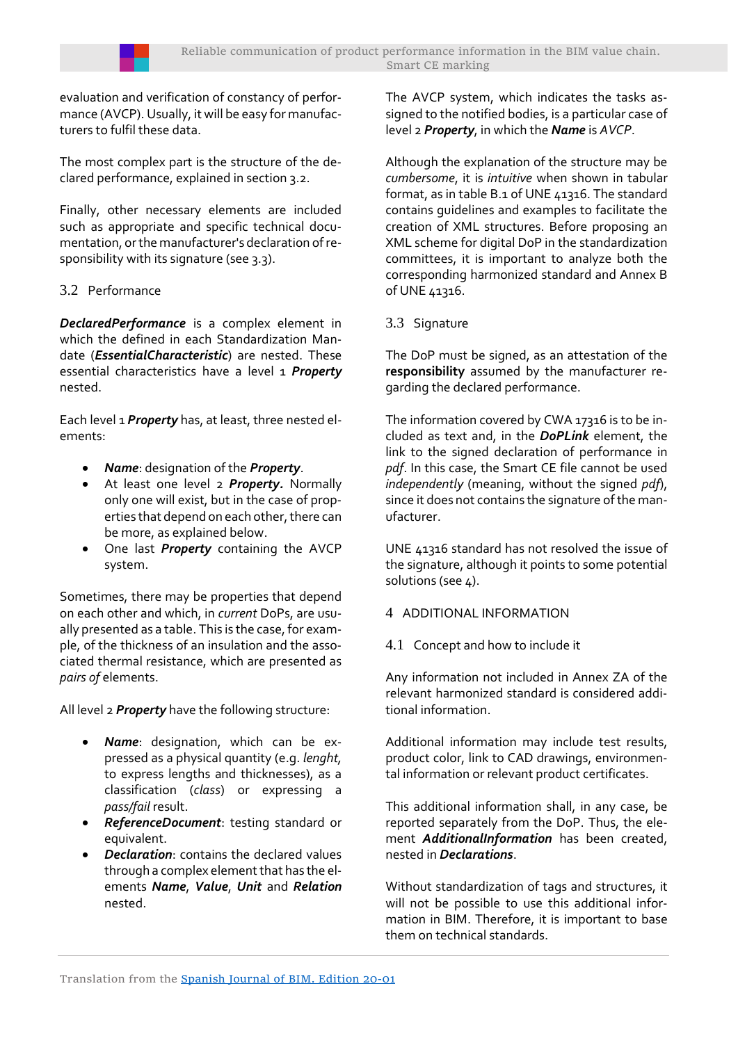evaluation and verification of constancy of performance (AVCP). Usually, it will be easy for manufacturers to fulfil these data.

The most complex part is the structure of the declared performance, explained in section 3.2.

Finally, other necessary elements are included such as appropriate and specific technical documentation, or the manufacturer's declaration of responsibility with its signature (see 3.3).

## 3.2 Performance

***DeclaredPerformance*** is a complex element in which the defined in each Standardization Mandate (***EssentialCharacteristic***) are nested. These essential characteristics have a level 1 ***Property*** nested.

Each level 1 ***Property*** has, at least, three nested elements:

- ***Name***: designation of the ***Property***.
- At least one level 2 ***Property.*** Normally only one will exist, but in the case of properties that depend on each other, there can be more, as explained below.
- One last ***Property*** containing the AVCP system.

Sometimes, there may be properties that depend on each other and which, in *current* DoPs, are usually presented as a table. This is the case, for example, of the thickness of an insulation and the associated thermal resistance, which are presented as *pairs of* elements.

All level 2 ***Property*** have the following structure:

- ***Name***: designation, which can be expressed as a physical quantity (e.g. *lenght*, to express lengths and thicknesses), as a classification (*class*) or expressing a *pass/fail* result.
- ***ReferenceDocument***: testing standard or equivalent.
- ***Declaration***: contains the declared values through a complex element that has the elements ***Name***, ***Value***, ***Unit*** and ***Relation*** nested.

The AVCP system, which indicates the tasks assigned to the notified bodies, is a particular case of level 2 ***Property***, in which the ***Name*** is *AVCP*.

Although the explanation of the structure may be *cumbersome*, it is *intuitive* when shown in tabular format, as in table B.1 of UNE 41316. The standard contains guidelines and examples to facilitate the creation of XML structures. Before proposing an XML scheme for digital DoP in the standardization committees, it is important to analyze both the corresponding harmonized standard and Annex B of UNE 41316.

## 3.3 Signature

The DoP must be signed, as an attestation of the **responsibility** assumed by the manufacturer regarding the declared performance.

The information covered by CWA 17316 is to be included as text and, in the ***DoPLink*** element, the link to the signed declaration of performance in *pdf*. In this case, the Smart CE file cannot be used *independently* (meaning, without the signed *pdf*), since it does not contains the signature of the manufacturer.

UNE 41316 standard has not resolved the issue of the signature, although it points to some potential solutions (see 4).

# 4 ADDITIONAL INFORMATION

## 4.1 Concept and how to include it

Any information not included in Annex ZA of the relevant harmonized standard is considered additional information.

Additional information may include test results, product color, link to CAD drawings, environmental information or relevant product certificates.

This additional information shall, in any case, be reported separately from the DoP. Thus, the element ***AdditionalInformation*** has been created, nested in ***Declarations***.

Without standardization of tags and structures, it will not be possible to use this additional information in BIM. Therefore, it is important to base them on technical standards.

Translation from the [Spanish Journal of BIM. Edition 20-01]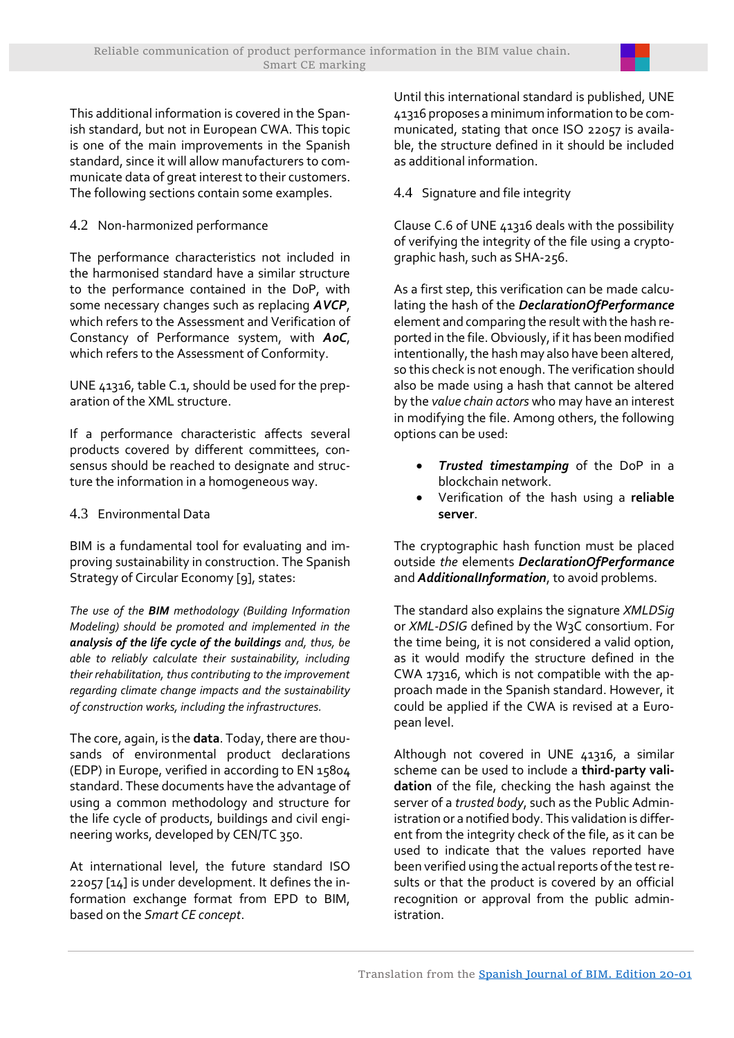This additional information is covered in the Spanish standard, but not in European CWA. This topic is one of the main improvements in the Spanish standard, since it will allow manufacturers to communicate data of great interest to their customers. The following sections contain some examples.

### 4.2 Non-harmonized performance

The performance characteristics not included in the harmonised standard have a similar structure to the performance contained in the DoP, with some necessary changes such as replacing ***AVCP***, which refers to the Assessment and Verification of Constancy of Performance system, with ***AoC***, which refers to the Assessment of Conformity.

UNE 41316, table C.1, should be used for the preparation of the XML structure.

If a performance characteristic affects several products covered by different committees, consensus should be reached to designate and structure the information in a homogeneous way.

### 4.3 Environmental Data

BIM is a fundamental tool for evaluating and improving sustainability in construction. The Spanish Strategy of Circular Economy [9], states:

*The use of the **BIM** methodology (Building Information Modeling) should be promoted and implemented in the **analysis of the life cycle of the buildings** and, thus, be able to reliably calculate their sustainability, including their rehabilitation, thus contributing to the improvement regarding climate change impacts and the sustainability of construction works, including the infrastructures.*

The core, again, is the **data**. Today, there are thousands of environmental product declarations (EDP) in Europe, verified in according to EN 15804 standard. These documents have the advantage of using a common methodology and structure for the life cycle of products, buildings and civil engineering works, developed by CEN/TC 350.

At international level, the future standard ISO 22057 [14] is under development. It defines the information exchange format from EPD to BIM, based on the *Smart CE concept*.

Until this international standard is published, UNE 41316 proposes a minimum information to be communicated, stating that once ISO 22057 is available, the structure defined in it should be included as additional information.

### 4.4 Signature and file integrity

Clause C.6 of UNE 41316 deals with the possibility of verifying the integrity of the file using a cryptographic hash, such as SHA-256.

As a first step, this verification can be made calculating the hash of the ***DeclarationOfPerformance*** element and comparing the result with the hash reported in the file. Obviously, if it has been modified intentionally, the hash may also have been altered, so this check is not enough. The verification should also be made using a hash that cannot be altered by the *value chain actors* who may have an interest in modifying the file. Among others, the following options can be used:

- ***Trusted timestamping*** of the DoP in a blockchain network.
- Verification of the hash using a **reliable server**.

The cryptographic hash function must be placed outside *the* elements ***DeclarationOfPerformance*** and ***AdditionalInformation***, to avoid problems.

The standard also explains the signature *XMLDSig* or *XML-DSIG* defined by the W3C consortium. For the time being, it is not considered a valid option, as it would modify the structure defined in the CWA 17316, which is not compatible with the approach made in the Spanish standard. However, it could be applied if the CWA is revised at a European level.

Although not covered in UNE 41316, a similar scheme can be used to include a **third-party validation** of the file, checking the hash against the server of a *trusted body*, such as the Public Administration or a notified body. This validation is different from the integrity check of the file, as it can be used to indicate that the values reported have been verified using the actual reports of the test results or that the product is covered by an official recognition or approval from the public administration.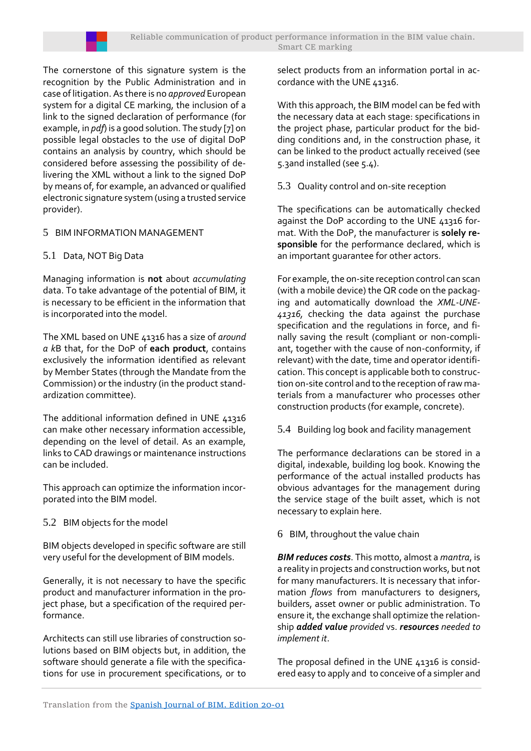The cornerstone of this signature system is the recognition by the Public Administration and in case of litigation. As there is no *approved* European system for a digital CE marking, the inclusion of a link to the signed declaration of performance (for example, in *pdf*) is a good solution. The study [7] on possible legal obstacles to the use of digital DoP contains an analysis by country, which should be considered before assessing the possibility of delivering the XML without a link to the signed DoP by means of, for example, an advanced or qualified electronic signature system (using a trusted service provider).

## 5 BIM INFORMATION MANAGEMENT

### 5.1 Data, NOT Big Data

Managing information is **not** about *accumulating* data. To take advantage of the potential of BIM, it is necessary to be efficient in the information that is incorporated into the model.

The XML based on UNE 41316 has a size of *around a k*B that, for the DoP of **each product**, contains exclusively the information identified as relevant by Member States (through the Mandate from the Commission) or the industry (in the product standardization committee).

The additional information defined in UNE 41316 can make other necessary information accessible, depending on the level of detail. As an example, links to CAD drawings or maintenance instructions can be included.

This approach can optimize the information incorporated into the BIM model.

### 5.2 BIM objects for the model

BIM objects developed in specific software are still very useful for the development of BIM models.

Generally, it is not necessary to have the specific product and manufacturer information in the project phase, but a specification of the required performance.

Architects can still use libraries of construction solutions based on BIM objects but, in addition, the software should generate a file with the specifications for use in procurement specifications, or to select products from an information portal in accordance with the UNE 41316.

With this approach, the BIM model can be fed with the necessary data at each stage: specifications in the project phase, particular product for the bidding conditions and, in the construction phase, it can be linked to the product actually received (see 5.3and installed (see 5.4).

### 5.3 Quality control and on-site reception

The specifications can be automatically checked against the DoP according to the UNE 41316 format. With the DoP, the manufacturer is **solely responsible** for the performance declared, which is an important guarantee for other actors.

For example, the on-site reception control can scan (with a mobile device) the QR code on the packaging and automatically download the *XML-UNE-41316*, checking the data against the purchase specification and the regulations in force, and finally saving the result (compliant or non-compliant, together with the cause of non-conformity, if relevant) with the date, time and operator identification. This concept is applicable both to construction on-site control and to the reception of raw materials from a manufacturer who processes other construction products (for example, concrete).

### 5.4 Building log book and facility management

The performance declarations can be stored in a digital, indexable, building log book. Knowing the performance of the actual installed products has obvious advantages for the management during the service stage of the built asset, which is not necessary to explain here.

## 6 BIM, throughout the value chain

***BIM reduces costs***. This motto, almost a *mantra*, is a reality in projects and construction works, but not for many manufacturers. It is necessary that information *flows* from manufacturers to designers, builders, asset owner or public administration. To ensure it, the exchange shall optimize the relationship ***added value*** *provided* vs. ***resources*** *needed to implement it*.

The proposal defined in the UNE 41316 is considered easy to apply and to conceive of a simpler and

Translation from the [Spanish Journal of BIM. Edition 20-01]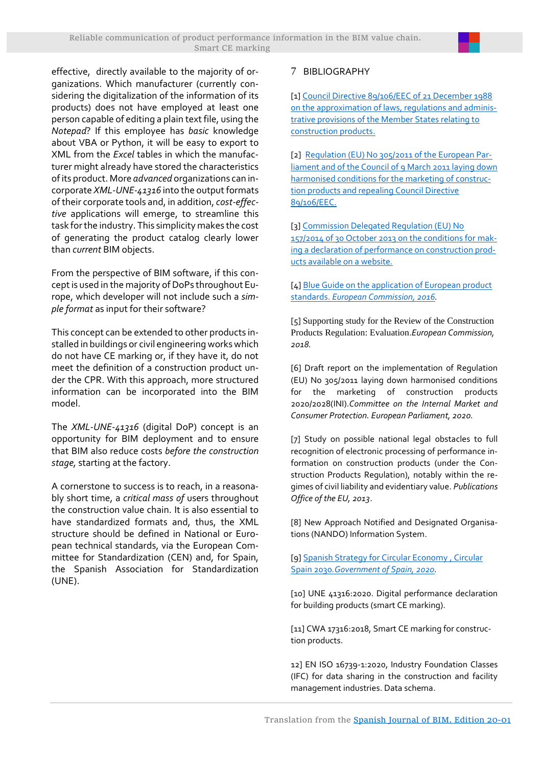effective, directly available to the majority of organizations. Which manufacturer (currently considering the digitalization of the information of its products) does not have employed at least one person capable of editing a plain text file, using the *Notepad*? If this employee has *basic* knowledge about VBA or Python, it will be easy to export to XML from the *Excel* tables in which the manufacturer might already have stored the characteristics of its product. More *advanced* organizations can incorporate *XML-UNE-41316* into the output formats of their corporate tools and, in addition, *cost-effective* applications will emerge, to streamline this task for the industry. This simplicity makes the cost of generating the product catalog clearly lower than *current* BIM objects.

From the perspective of BIM software, if this concept is used in the majority of DoPs throughout Europe, which developer will not include such a *simple format* as input for their software?

This concept can be extended to other products installed in buildings or civil engineering works which do not have CE marking or, if they have it, do not meet the definition of a construction product under the CPR. With this approach, more structured information can be incorporated into the BIM model.

The *XML-UNE-41316* (digital DoP) concept is an opportunity for BIM deployment and to ensure that BIM also reduce costs *before the construction stage*, starting at the factory.

A cornerstone to success is to reach, in a reasonably short time, a *critical mass of* users throughout the construction value chain. It is also essential to have standardized formats and, thus, the XML structure should be defined in National or European technical standards, via the European Committee for Standardization (CEN) and, for Spain, the Spanish Association for Standardization (UNE).

## 7 BIBLIOGRAPHY

[1] Council Directive 89/106/EEC of 21 December 1988 on the approximation of laws, regulations and administrative provisions of the Member States relating to construction products.

[2] Regulation (EU) No 305/2011 of the European Parliament and of the Council of 9 March 2011 laying down harmonised conditions for the marketing of construction products and repealing Council Directive 89/106/EEC.

[3] Commission Delegated Regulation (EU) No 157/2014 of 30 October 2013 on the conditions for making a declaration of performance on construction products available on a website.

[4] Blue Guide on the application of European product standards. *European Commission, 2016*.

[5] Supporting study for the Review of the Construction Products Regulation: Evaluation.*European Commission, 2018.*

[6] Draft report on the implementation of Regulation (EU) No 305/2011 laying down harmonised conditions for the marketing of construction products 2020/2028(INI).*Committee on the Internal Market and Consumer Protection. European Parliament, 2020.*

[7] Study on possible national legal obstacles to full recognition of electronic processing of performance information on construction products (under the Construction Products Regulation), notably within the regimes of civil liability and evidentiary value. *Publications Office of the EU, 2013*.

[8] New Approach Notified and Designated Organisations (NANDO) Information System.

[9] Spanish Strategy for Circular Economy , Circular Spain 2030.*Government of Spain, 2020*.

[10] UNE 41316:2020. Digital performance declaration for building products (smart CE marking).

[11] CWA 17316:2018, Smart CE marking for construction products.

12] EN ISO 16739-1:2020, Industry Foundation Classes (IFC) for data sharing in the construction and facility management industries. Data schema.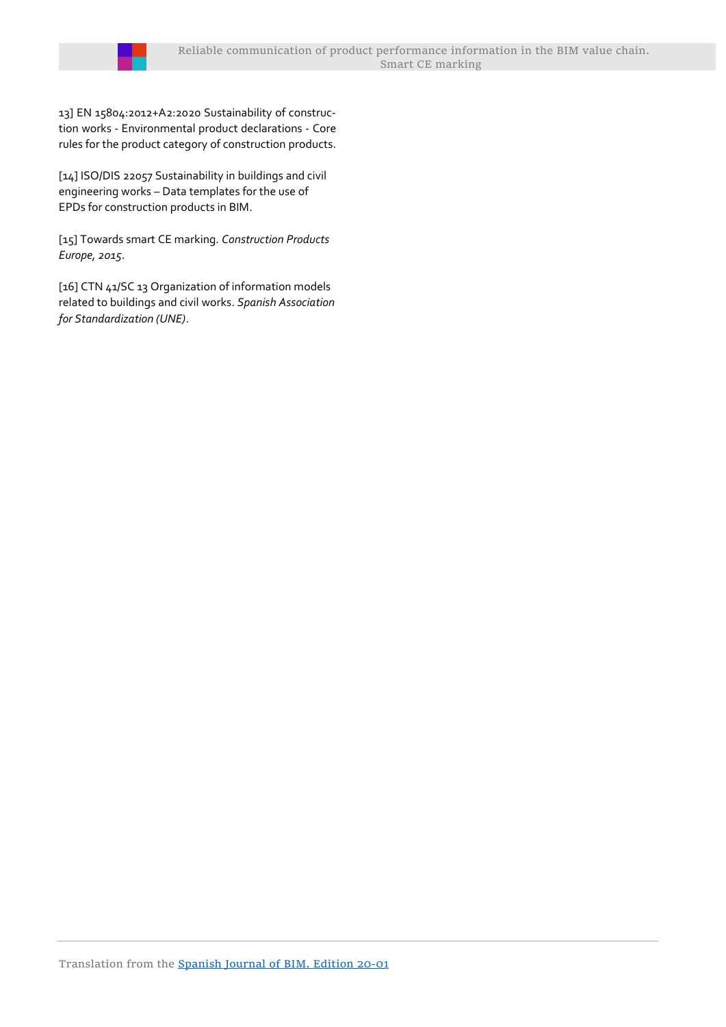13] EN 15804:2012+A2:2020 Sustainability of construction works - Environmental product declarations - Core rules for the product category of construction products.

[14] ISO/DIS 22057 Sustainability in buildings and civil engineering works – Data templates for the use of EPDs for construction products in BIM.

[15] Towards smart CE marking. *Construction Products Europe, 2015.*

[16] CTN 41/SC 13 Organization of information models related to buildings and civil works. *Spanish Association for Standardization (UNE)*.

Translation from the [Spanish Journal of BIM. Edition 20-01]